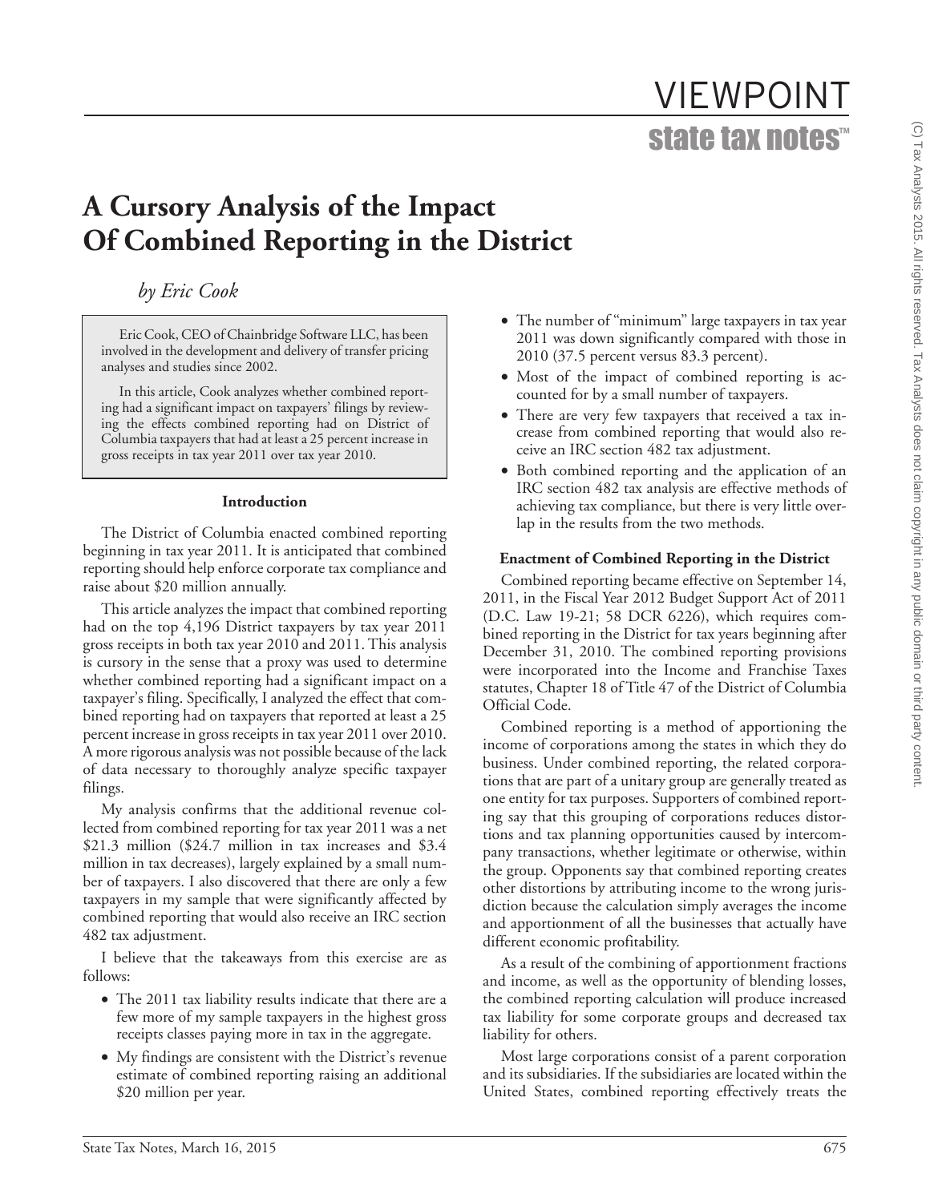# A Cursory Analysis of the Impact Of Combined Reporting in the District

*by Eric Cook*

Eric Cook, CEO of Chainbridge Software LLC, has been involved in the development and delivery of transfer pricing analyses and studies since 2002.

In this article, Cook analyzes whether combined reporting had a significant impact on taxpayers' filings by reviewing the effects combined reporting had on District of Columbia taxpayers that had at least a 25 percent increase in gross receipts in tax year 2011 over tax year 2010.

## Introduction

The District of Columbia enacted combined reporting beginning in tax year 2011. It is anticipated that combined reporting should help enforce corporate tax compliance and raise about $20 million annually.

This article analyzes the impact that combined reporting had on the top 4,196 District taxpayers by tax year 2011 gross receipts in both tax year 2010 and 2011. This analysis is cursory in the sense that a proxy was used to determine whether combined reporting had a significant impact on a taxpayer's filing. Specifically, I analyzed the effect that combined reporting had on taxpayers that reported at least a 25 percent increase in gross receipts in tax year 2011 over 2010. A more rigorous analysis was not possible because of the lack of data necessary to thoroughly analyze specific taxpayer filings.

My analysis confirms that the additional revenue collected from combined reporting for tax year 2011 was a net $21.3 million ($24.7 million in tax increases and $3.4 million in tax decreases), largely explained by a small number of taxpayers. I also discovered that there are only a few taxpayers in my sample that were significantly affected by combined reporting that would also receive an IRC section 482 tax adjustment.

I believe that the takeaways from this exercise are as follows:

- The 2011 tax liability results indicate that there are a few more of my sample taxpayers in the highest gross receipts classes paying more in tax in the aggregate.
- My findings are consistent with the District's revenue estimate of combined reporting raising an additional $20 million per year.
- The number of "minimum" large taxpayers in tax year 2011 was down significantly compared with those in 2010 (37.5 percent versus 83.3 percent).
- Most of the impact of combined reporting is accounted for by a small number of taxpayers.
- There are very few taxpayers that received a tax increase from combined reporting that would also receive an IRC section 482 tax adjustment.
- Both combined reporting and the application of an IRC section 482 tax analysis are effective methods of achieving tax compliance, but there is very little overlap in the results from the two methods.

### Enactment of Combined Reporting in the District

Combined reporting became effective on September 14, 2011, in the Fiscal Year 2012 Budget Support Act of 2011 (D.C. Law 19-21; 58 DCR 6226), which requires combined reporting in the District for tax years beginning after December 31, 2010. The combined reporting provisions were incorporated into the Income and Franchise Taxes statutes, Chapter 18 of Title 47 of the District of Columbia Official Code.

Combined reporting is a method of apportioning the income of corporations among the states in which they do business. Under combined reporting, the related corporations that are part of a unitary group are generally treated as one entity for tax purposes. Supporters of combined reporting say that this grouping of corporations reduces distortions and tax planning opportunities caused by intercompany transactions, whether legitimate or otherwise, within the group. Opponents say that combined reporting creates other distortions by attributing income to the wrong jurisdiction because the calculation simply averages the income and apportionment of all the businesses that actually have different economic profitability.

As a result of the combining of apportionment fractions and income, as well as the opportunity of blending losses, the combined reporting calculation will produce increased tax liability for some corporate groups and decreased tax liability for others.

Most large corporations consist of a parent corporation and its subsidiaries. If the subsidiaries are located within the United States, combined reporting effectively treats the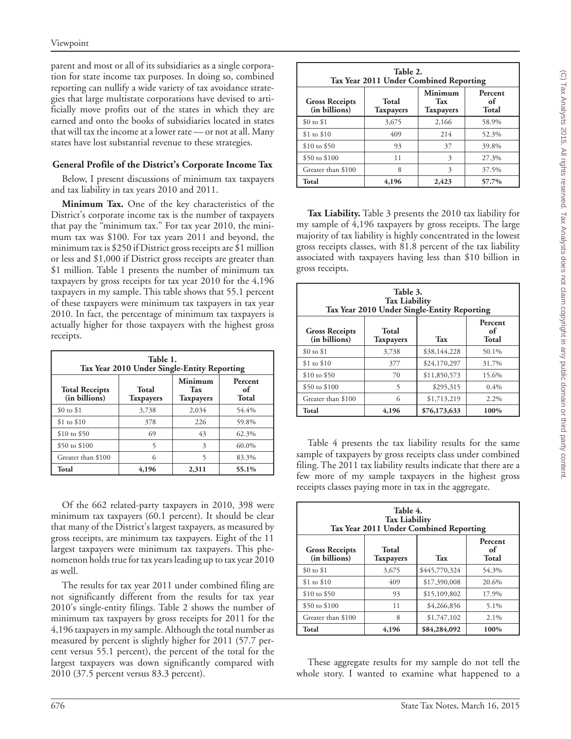parent and most or all of its subsidiaries as a single corporation for state income tax purposes. In doing so, combined reporting can nullify a wide variety of tax avoidance strategies that large multistate corporations have devised to artificially move profits out of the states in which they are earned and onto the books of subsidiaries located in states that will tax the income at a lower rate — or not at all. Many states have lost substantial revenue to these strategies.

### General Profile of the District's Corporate Income Tax

Below, I present discussions of minimum tax taxpayers and tax liability in tax years 2010 and 2011.

**Minimum Tax.** One of the key characteristics of the District's corporate income tax is the number of taxpayers that pay the "minimum tax." For tax year 2010, the minimum tax was $100. For tax years 2011 and beyond, the minimum tax is $250 if District gross receipts are $1 million or less and $1,000 if District gross receipts are greater than $1 million. Table 1 presents the number of minimum tax taxpayers by gross receipts for tax year 2010 for the 4,196 taxpayers in my sample. This table shows that 55.1 percent of these taxpayers were minimum tax taxpayers in tax year 2010. In fact, the percentage of minimum tax taxpayers is actually higher for those taxpayers with the highest gross receipts.

**Table 1.**
**Tax Year 2010 Under Single-Entity Reporting**

| Total Receipts (in billions) | Total Taxpayers | Minimum Tax Taxpayers | Percent of Total |
|---|---|---|---|
| $0 to $1 | 3,738 | 2,034 | 54.4% |
| $1 to $10 | 378 | 226 | 59.8% |
| $10 to $50 | 69 | 43 | 62.3% |
| $50 to $100 | 5 | 3 | 60.0% |
| Greater than $100 | 6 | 5 | 83.3% |
| **Total** | **4,196** | **2,311** | **55.1%** |

Of the 662 related-party taxpayers in 2010, 398 were minimum tax taxpayers (60.1 percent). It should be clear that many of the District's largest taxpayers, as measured by gross receipts, are minimum tax taxpayers. Eight of the 11 largest taxpayers were minimum tax taxpayers. This phenomenon holds true for tax years leading up to tax year 2010 as well.

The results for tax year 2011 under combined filing are not significantly different from the results for tax year 2010's single-entity filings. Table 2 shows the number of minimum tax taxpayers by gross receipts for 2011 for the 4,196 taxpayers in my sample. Although the total number as measured by percent is slightly higher for 2011 (57.7 percent versus 55.1 percent), the percent of the total for the largest taxpayers was down significantly compared with 2010 (37.5 percent versus 83.3 percent).

**Table 2.**
**Tax Year 2011 Under Combined Reporting**

| Gross Receipts (in billions) | Total Taxpayers | Minimum Tax Taxpayers | Percent of Total |
|---|---|---|---|
| $0 to $1 | 3,675 | 2,166 | 58.9% |
| $1 to $10 | 409 | 214 | 52.3% |
| $10 to $50 | 93 | 37 | 39.8% |
| $50 to $100 | 11 | 3 | 27.3% |
| Greater than $100 | 8 | 3 | 37.5% |
| **Total** | **4,196** | **2,423** | **57.7%** |

**Tax Liability.** Table 3 presents the 2010 tax liability for my sample of 4,196 taxpayers by gross receipts. The large majority of tax liability is highly concentrated in the lowest gross receipts classes, with 81.8 percent of the tax liability associated with taxpayers having less than $10 billion in gross receipts.

**Table 3.**
**Tax Liability**
**Tax Year 2010 Under Single-Entity Reporting**

| Gross Receipts (in billions) | Total Taxpayers | Tax | Percent of Total |
|---|---|---|---|
| $0 to $1 | 3,738 | $38,144,228 | 50.1% |
| $1 to $10 | 377 | $24,170,297 | 31.7% |
| $10 to $50 | 70 | $11,850,573 | 15.6% |
| $50 to $100 | 5 | $295,315 | 0.4% |
| Greater than $100 | 6 | $1,713,219 | 2.2% |
| **Total** | **4,196** | **$76,173,633** | **100%** |

Table 4 presents the tax liability results for the same sample of taxpayers by gross receipts class under combined filing. The 2011 tax liability results indicate that there are a few more of my sample taxpayers in the highest gross receipts classes paying more in tax in the aggregate.

**Table 4.**
**Tax Liability**
**Tax Year 2011 Under Combined Reporting**

| Gross Receipts (in billions) | Total Taxpayers | Tax | Percent of Total |
|---|---|---|---|
| $0 to $1 | 3,675 | $445,770,324 | 54.3% |
| $1 to $10 | 409 | $17,390,008 | 20.6% |
| $10 to $50 | 93 | $15,109,802 | 17.9% |
| $50 to $100 | 11 | $4,266,856 | 5.1% |
| Greater than $100 | 8 | $1,747,102 | 2.1% |
| **Total** | **4,196** | **$84,284,092** | **100%** |

These aggregate results for my sample do not tell the whole story. I wanted to examine what happened to a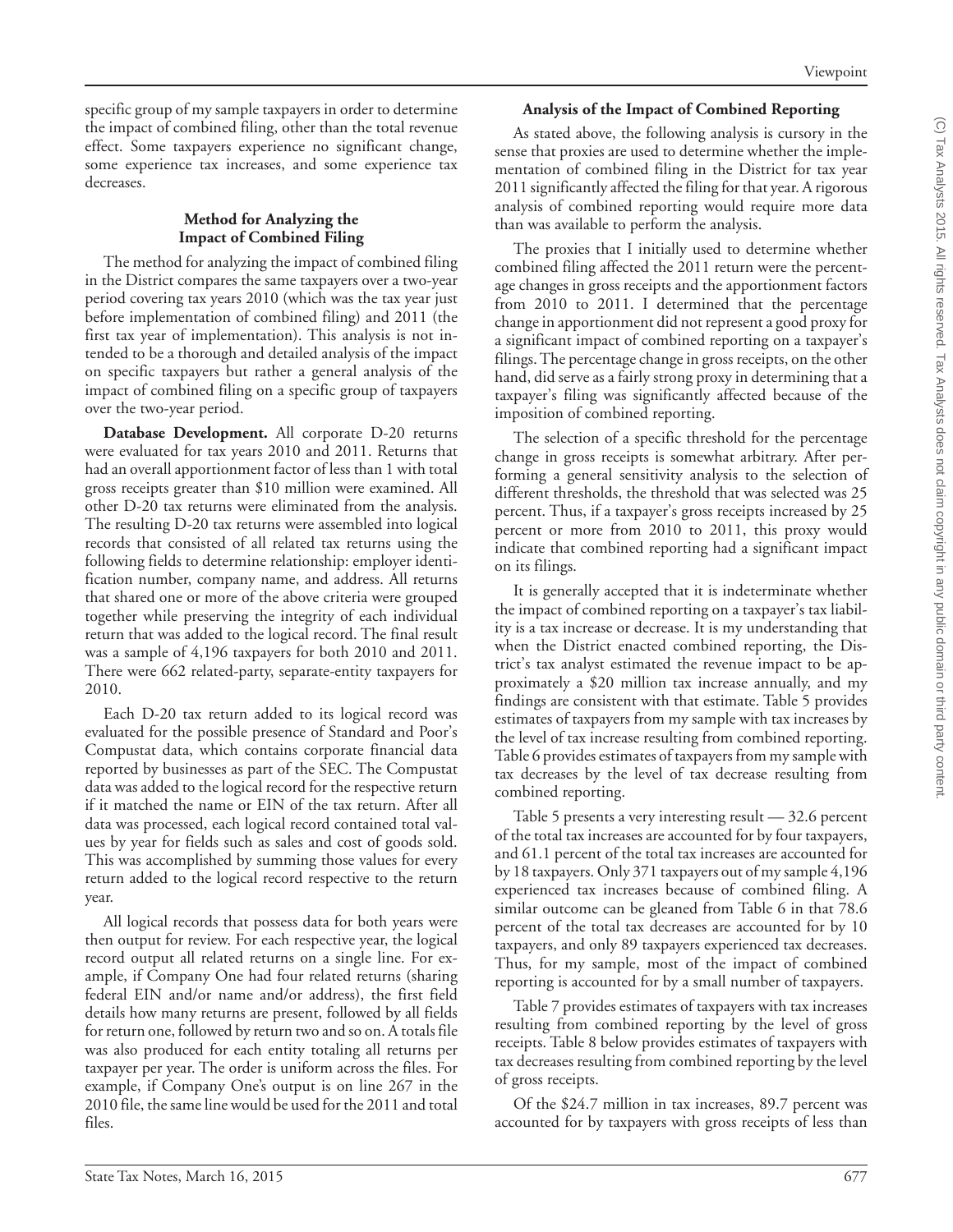specific group of my sample taxpayers in order to determine the impact of combined filing, other than the total revenue effect. Some taxpayers experience no significant change, some experience tax increases, and some experience tax decreases.

### Method for Analyzing the Impact of Combined Filing

The method for analyzing the impact of combined filing in the District compares the same taxpayers over a two-year period covering tax years 2010 (which was the tax year just before implementation of combined filing) and 2011 (the first tax year of implementation). This analysis is not intended to be a thorough and detailed analysis of the impact on specific taxpayers but rather a general analysis of the impact of combined filing on a specific group of taxpayers over the two-year period.

**Database Development.** All corporate D-20 returns were evaluated for tax years 2010 and 2011. Returns that had an overall apportionment factor of less than 1 with total gross receipts greater than $10 million were examined. All other D-20 tax returns were eliminated from the analysis. The resulting D-20 tax returns were assembled into logical records that consisted of all related tax returns using the following fields to determine relationship: employer identification number, company name, and address. All returns that shared one or more of the above criteria were grouped together while preserving the integrity of each individual return that was added to the logical record. The final result was a sample of 4,196 taxpayers for both 2010 and 2011. There were 662 related-party, separate-entity taxpayers for 2010.

Each D-20 tax return added to its logical record was evaluated for the possible presence of Standard and Poor's Compustat data, which contains corporate financial data reported by businesses as part of the SEC. The Compustat data was added to the logical record for the respective return if it matched the name or EIN of the tax return. After all data was processed, each logical record contained total values by year for fields such as sales and cost of goods sold. This was accomplished by summing those values for every return added to the logical record respective to the return year.

All logical records that possess data for both years were then output for review. For each respective year, the logical record output all related returns on a single line. For example, if Company One had four related returns (sharing federal EIN and/or name and/or address), the first field details how many returns are present, followed by all fields for return one, followed by return two and so on. A totals file was also produced for each entity totaling all returns per taxpayer per year. The order is uniform across the files. For example, if Company One's output is on line 267 in the 2010 file, the same line would be used for the 2011 and total files.

### Analysis of the Impact of Combined Reporting

As stated above, the following analysis is cursory in the sense that proxies are used to determine whether the implementation of combined filing in the District for tax year 2011 significantly affected the filing for that year. A rigorous analysis of combined reporting would require more data than was available to perform the analysis.

The proxies that I initially used to determine whether combined filing affected the 2011 return were the percentage changes in gross receipts and the apportionment factors from 2010 to 2011. I determined that the percentage change in apportionment did not represent a good proxy for a significant impact of combined reporting on a taxpayer's filings. The percentage change in gross receipts, on the other hand, did serve as a fairly strong proxy in determining that a taxpayer's filing was significantly affected because of the imposition of combined reporting.

The selection of a specific threshold for the percentage change in gross receipts is somewhat arbitrary. After performing a general sensitivity analysis to the selection of different thresholds, the threshold that was selected was 25 percent. Thus, if a taxpayer's gross receipts increased by 25 percent or more from 2010 to 2011, this proxy would indicate that combined reporting had a significant impact on its filings.

It is generally accepted that it is indeterminate whether the impact of combined reporting on a taxpayer's tax liability is a tax increase or decrease. It is my understanding that when the District enacted combined reporting, the District's tax analyst estimated the revenue impact to be approximately a $20 million tax increase annually, and my findings are consistent with that estimate. Table 5 provides estimates of taxpayers from my sample with tax increases by the level of tax increase resulting from combined reporting. Table 6 provides estimates of taxpayers from my sample with tax decreases by the level of tax decrease resulting from combined reporting.

Table 5 presents a very interesting result — 32.6 percent of the total tax increases are accounted for by four taxpayers, and 61.1 percent of the total tax increases are accounted for by 18 taxpayers. Only 371 taxpayers out of my sample 4,196 experienced tax increases because of combined filing. A similar outcome can be gleaned from Table 6 in that 78.6 percent of the total tax decreases are accounted for by 10 taxpayers, and only 89 taxpayers experienced tax decreases. Thus, for my sample, most of the impact of combined reporting is accounted for by a small number of taxpayers.

Table 7 provides estimates of taxpayers with tax increases resulting from combined reporting by the level of gross receipts. Table 8 below provides estimates of taxpayers with tax decreases resulting from combined reporting by the level of gross receipts.

Of the $24.7 million in tax increases, 89.7 percent was accounted for by taxpayers with gross receipts of less than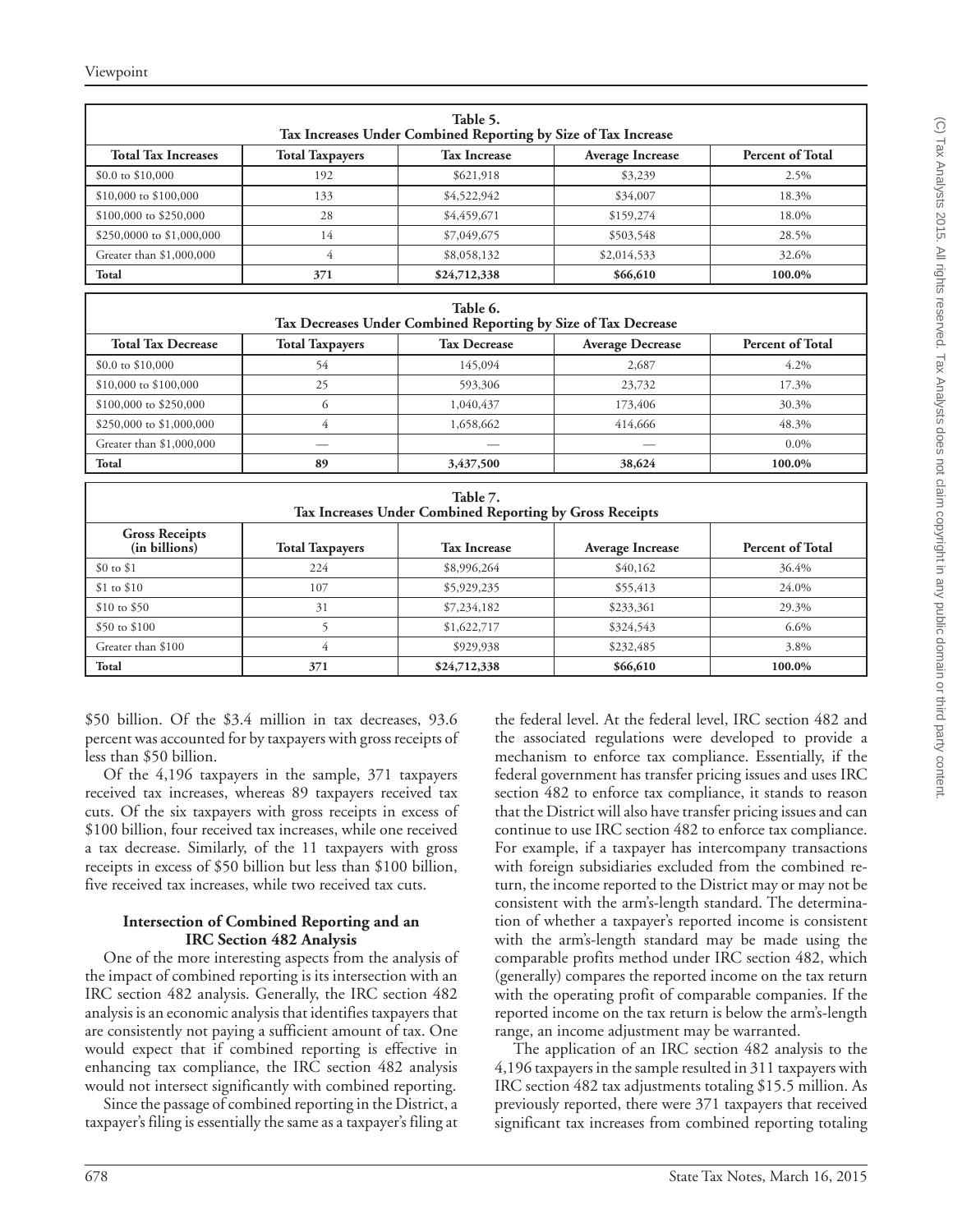**Table 5.**
**Tax Increases Under Combined Reporting by Size of Tax Increase**

| Total Tax Increases | Total Taxpayers | Tax Increase | Average Increase | Percent of Total |
|---|---|---|---|---|
| $0.0 to $10,000 | 192 | $621,918 | $3,239 | 2.5% |
| $10,000 to $100,000 | 133 | $4,522,942 | $34,007 | 18.3% |
| $100,000 to $250,000 | 28 | $4,459,671 | $159,274 | 18.0% |
| $250,0000 to $1,000,000 | 14 | $7,049,675 | $503,548 | 28.5% |
| Greater than $1,000,000 | 4 | $8,058,132 | $2,014,533 | 32.6% |
| **Total** | **371** | **$24,712,338** | **$66,610** | **100.0%** |

**Table 6.**
**Tax Decreases Under Combined Reporting by Size of Tax Decrease**

| Total Tax Decrease | Total Taxpayers | Tax Decrease | Average Decrease | Percent of Total |
|---|---|---|---|---|
| $0.0 to $10,000 | 54 | 145,094 | 2,687 | 4.2% |
| $10,000 to $100,000 | 25 | 593,306 | 23,732 | 17.3% |
| $100,000 to $250,000 | 6 | 1,040,437 | 173,406 | 30.3% |
| $250,000 to $1,000,000 | 4 | 1,658,662 | 414,666 | 48.3% |
| Greater than $1,000,000 | — | — | — | 0.0% |
| **Total** | **89** | **3,437,500** | **38,624** | **100.0%** |

**Table 7.**
**Tax Increases Under Combined Reporting by Gross Receipts**

| Gross Receipts (in billions) | Total Taxpayers | Tax Increase | Average Increase | Percent of Total |
|---|---|---|---|---|
| $0 to $1 | 224 | $8,996,264 | $40,162 | 36.4% |
| $1 to $10 | 107 | $5,929,235 | $55,413 | 24.0% |
| $10 to $50 | 31 | $7,234,182 | $233,361 | 29.3% |
| $50 to $100 | 5 | $1,622,717 | $324,543 | 6.6% |
| Greater than $100 | 4 | $929,938 | $232,485 | 3.8% |
| **Total** | **371** | **$24,712,338** | **$66,610** | **100.0%** |

$50 billion. Of the $3.4 million in tax decreases, 93.6 percent was accounted for by taxpayers with gross receipts of less than $50 billion.

Of the 4,196 taxpayers in the sample, 371 taxpayers received tax increases, whereas 89 taxpayers received tax cuts. Of the six taxpayers with gross receipts in excess of $100 billion, four received tax increases, while one received a tax decrease. Similarly, of the 11 taxpayers with gross receipts in excess of $50 billion but less than $100 billion, five received tax increases, while two received tax cuts.

### Intersection of Combined Reporting and an IRC Section 482 Analysis

One of the more interesting aspects from the analysis of the impact of combined reporting is its intersection with an IRC section 482 analysis. Generally, the IRC section 482 analysis is an economic analysis that identifies taxpayers that are consistently not paying a sufficient amount of tax. One would expect that if combined reporting is effective in enhancing tax compliance, the IRC section 482 analysis would not intersect significantly with combined reporting.

Since the passage of combined reporting in the District, a taxpayer's filing is essentially the same as a taxpayer's filing at the federal level. At the federal level, IRC section 482 and the associated regulations were developed to provide a mechanism to enforce tax compliance. Essentially, if the federal government has transfer pricing issues and uses IRC section 482 to enforce tax compliance, it stands to reason that the District will also have transfer pricing issues and can continue to use IRC section 482 to enforce tax compliance. For example, if a taxpayer has intercompany transactions with foreign subsidiaries excluded from the combined return, the income reported to the District may or may not be consistent with the arm's-length standard. The determination of whether a taxpayer's reported income is consistent with the arm's-length standard may be made using the comparable profits method under IRC section 482, which (generally) compares the reported income on the tax return with the operating profit of comparable companies. If the reported income on the tax return is below the arm's-length range, an income adjustment may be warranted.

The application of an IRC section 482 analysis to the 4,196 taxpayers in the sample resulted in 311 taxpayers with IRC section 482 tax adjustments totaling $15.5 million. As previously reported, there were 371 taxpayers that received significant tax increases from combined reporting totaling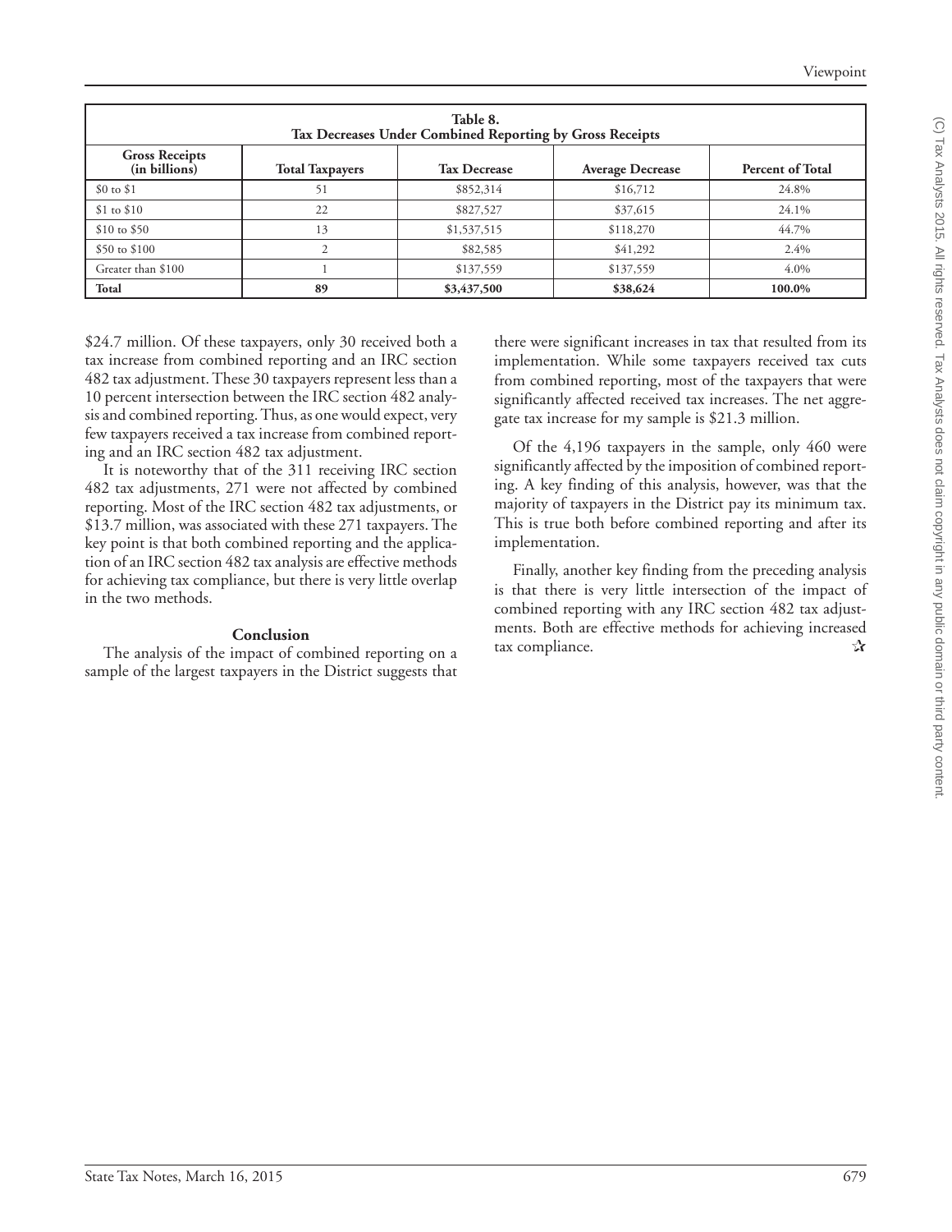| Table 8. Tax Decreases Under Combined Reporting by Gross Receipts | | | | |
|---|---|---|---|---|
| Gross Receipts (in billions) | Total Taxpayers | Tax Decrease | Average Decrease | Percent of Total |
| $0 to $1 | 51 | $852,314 | $16,712 | 24.8% |
| $1 to $10 | 22 | $827,527 | $37,615 | 24.1% |
| $10 to $50 | 13 | $1,537,515 | $118,270 | 44.7% |
| $50 to $100 | 2 | $82,585 | $41,292 | 2.4% |
| Greater than $100 | 1 | $137,559 | $137,559 | 4.0% |
| **Total** | **89** | **$3,437,500** | **$38,624** | **100.0%** |

$24.7 million. Of these taxpayers, only 30 received both a tax increase from combined reporting and an IRC section 482 tax adjustment. These 30 taxpayers represent less than a 10 percent intersection between the IRC section 482 analysis and combined reporting. Thus, as one would expect, very few taxpayers received a tax increase from combined reporting and an IRC section 482 tax adjustment.

It is noteworthy that of the 311 receiving IRC section 482 tax adjustments, 271 were not affected by combined reporting. Most of the IRC section 482 tax adjustments, or $13.7 million, was associated with these 271 taxpayers. The key point is that both combined reporting and the application of an IRC section 482 tax analysis are effective methods for achieving tax compliance, but there is very little overlap in the two methods.

## Conclusion

The analysis of the impact of combined reporting on a sample of the largest taxpayers in the District suggests that there were significant increases in tax that resulted from its implementation. While some taxpayers received tax cuts from combined reporting, most of the taxpayers that were significantly affected received tax increases. The net aggregate tax increase for my sample is $21.3 million.

Of the 4,196 taxpayers in the sample, only 460 were significantly affected by the imposition of combined reporting. A key finding of this analysis, however, was that the majority of taxpayers in the District pay its minimum tax. This is true both before combined reporting and after its implementation.

Finally, another key finding from the preceding analysis is that there is very little intersection of the impact of combined reporting with any IRC section 482 tax adjustments. Both are effective methods for achieving increased tax compliance. ✰